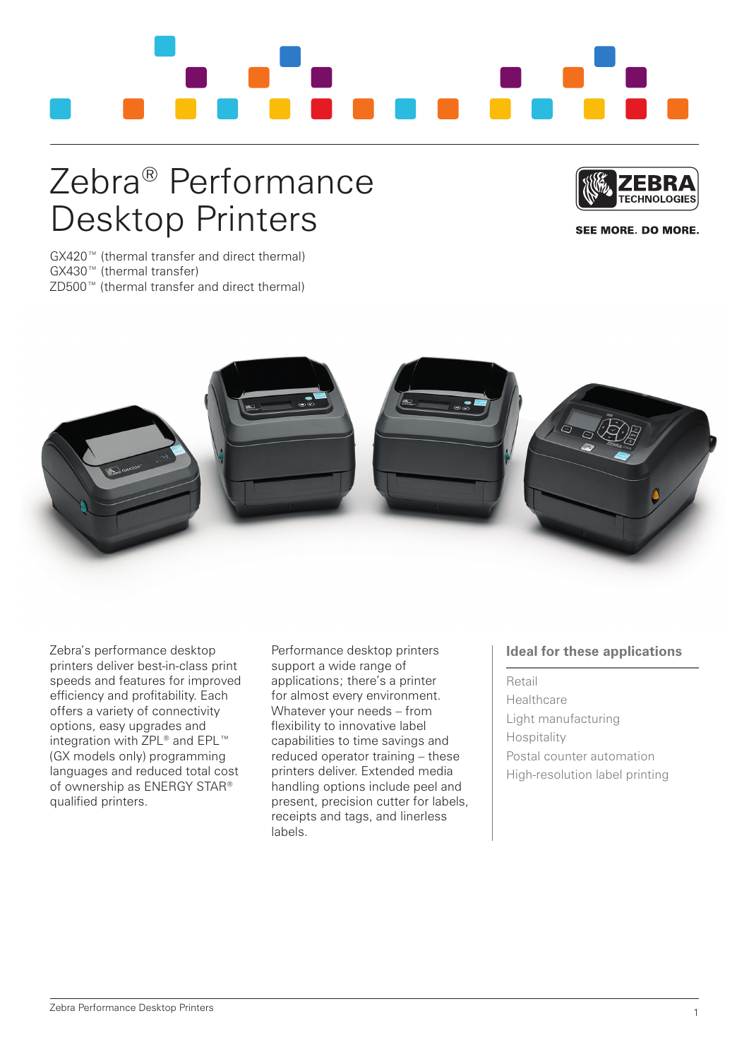# Zebra® Performance Desktop Printers

ZEBRA TECHNOLOGIES

SEE MORE. DO MORE.

GX420™ (thermal transfer and direct thermal)
GX430™ (thermal transfer)
ZD500™ (thermal transfer and direct thermal)

Zebra's performance desktop printers deliver best-in-class print speeds and features for improved efficiency and profitability. Each offers a variety of connectivity options, easy upgrades and integration with ZPL® and EPL™ (GX models only) programming languages and reduced total cost of ownership as ENERGY STAR® qualified printers.

Performance desktop printers support a wide range of applications; there's a printer for almost every environment. Whatever your needs – from flexibility to innovative label capabilities to time savings and reduced operator training – these printers deliver. Extended media handling options include peel and present, precision cutter for labels, receipts and tags, and linerless labels.

### Ideal for these applications

- Retail
- Healthcare
- Light manufacturing
- Hospitality
- Postal counter automation
- High-resolution label printing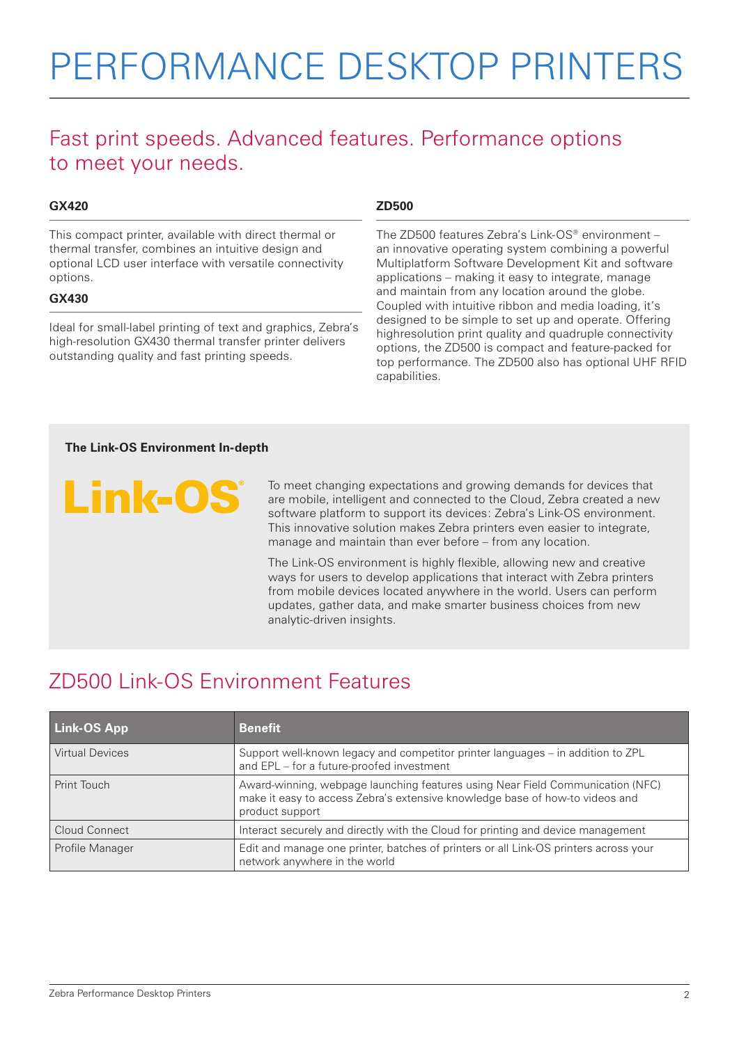# PERFORMANCE DESKTOP PRINTERS

## Fast print speeds. Advanced features. Performance options to meet your needs.

### GX420

This compact printer, available with direct thermal or thermal transfer, combines an intuitive design and optional LCD user interface with versatile connectivity options.

### GX430

Ideal for small-label printing of text and graphics, Zebra's high-resolution GX430 thermal transfer printer delivers outstanding quality and fast printing speeds.

### ZD500

The ZD500 features Zebra's Link-OS® environment – an innovative operating system combining a powerful Multiplatform Software Development Kit and software applications – making it easy to integrate, manage and maintain from any location around the globe. Coupled with intuitive ribbon and media loading, it's designed to be simple to set up and operate. Offering highresolution print quality and quadruple connectivity options, the ZD500 is compact and feature-packed for top performance. The ZD500 also has optional UHF RFID capabilities.

### The Link-OS Environment In-depth

Link-OS®

To meet changing expectations and growing demands for devices that are mobile, intelligent and connected to the Cloud, Zebra created a new software platform to support its devices: Zebra's Link-OS environment. This innovative solution makes Zebra printers even easier to integrate, manage and maintain than ever before – from any location.

The Link-OS environment is highly flexible, allowing new and creative ways for users to develop applications that interact with Zebra printers from mobile devices located anywhere in the world. Users can perform updates, gather data, and make smarter business choices from new analytic-driven insights.

## ZD500 Link-OS Environment Features

| Link-OS App | Benefit |
|---|---|
| Virtual Devices | Support well-known legacy and competitor printer languages – in addition to ZPL and EPL – for a future-proofed investment |
| Print Touch | Award-winning, webpage launching features using Near Field Communication (NFC) make it easy to access Zebra's extensive knowledge base of how-to videos and product support |
| Cloud Connect | Interact securely and directly with the Cloud for printing and device management |
| Profile Manager | Edit and manage one printer, batches of printers or all Link-OS printers across your network anywhere in the world |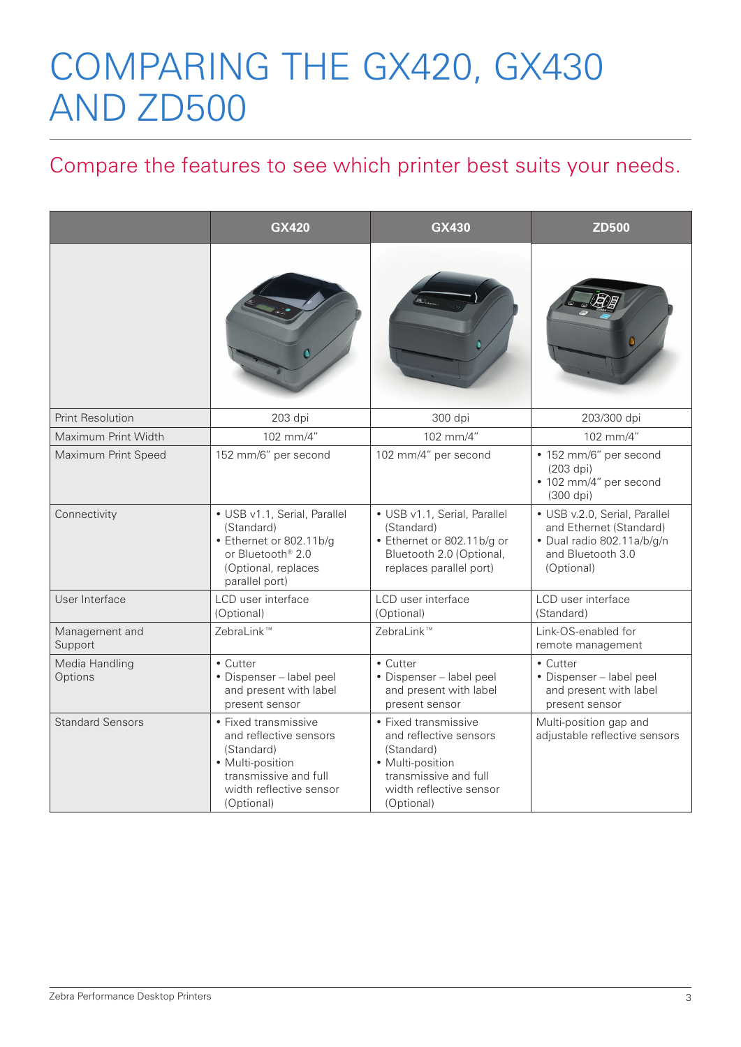# COMPARING THE GX420, GX430 AND ZD500

## Compare the features to see which printer best suits your needs.

| | GX420 | GX430 | ZD500 |
|---|---|---|---|
| Print Resolution | 203 dpi | 300 dpi | 203/300 dpi |
| Maximum Print Width | 102 mm/4" | 102 mm/4" | 102 mm/4" |
| Maximum Print Speed | 152 mm/6" per second | 102 mm/4" per second | • 152 mm/6" per second (203 dpi) • 102 mm/4" per second (300 dpi) |
| Connectivity | • USB v1.1, Serial, Parallel (Standard) • Ethernet or 802.11b/g or Bluetooth® 2.0 (Optional, replaces parallel port) | • USB v1.1, Serial, Parallel (Standard) • Ethernet or 802.11b/g or Bluetooth 2.0 (Optional, replaces parallel port) | • USB v.2.0, Serial, Parallel and Ethernet (Standard) • Dual radio 802.11a/b/g/n and Bluetooth 3.0 (Optional) |
| User Interface | LCD user interface (Optional) | LCD user interface (Optional) | LCD user interface (Standard) |
| Management and Support | ZebraLink™ | ZebraLink™ | Link-OS-enabled for remote management |
| Media Handling Options | • Cutter • Dispenser – label peel and present with label present sensor | • Cutter • Dispenser – label peel and present with label present sensor | • Cutter • Dispenser – label peel and present with label present sensor |
| Standard Sensors | • Fixed transmissive and reflective sensors (Standard) • Multi-position transmissive and full width reflective sensor (Optional) | • Fixed transmissive and reflective sensors (Standard) • Multi-position transmissive and full width reflective sensor (Optional) | Multi-position gap and adjustable reflective sensors |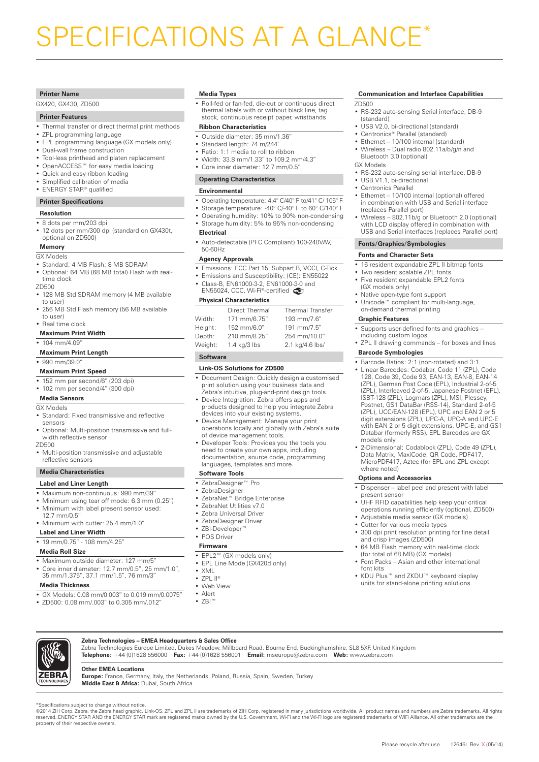# SPECIFICATIONS AT A GLANCE*

## Printer Name

GX420, GX430, ZD500

## Printer Features

- Thermal transfer or direct thermal print methods
- ZPL programming language
- EPL programming language (GX models only)
- Dual-wall frame construction
- Tool-less printhead and platen replacement
- OpenACCESS™ for easy media loading
- Quick and easy ribbon loading
- Simplified calibration of media
- ENERGY STAR® qualified

## Printer Specifications

### Resolution

- 8 dots per mm/203 dpi
- 12 dots per mm/300 dpi (standard on GX430t, optional on ZD500)

### Memory

GX Models

- Standard: 4 MB Flash; 8 MB SDRAM
- Optional: 64 MB (68 MB total) Flash with real-time clock

ZD500

- 128 MB Std SDRAM memory (4 MB available to user)
- 256 MB Std Flash memory (56 MB available to user)
- Real time clock

### Maximum Print Width

- 104 mm/4.09"

### Maximum Print Length

- 990 mm/39.0"

### Maximum Print Speed

- 152 mm per second/6" (203 dpi)
- 102 mm per second/4" (300 dpi)

### Media Sensors

GX Models

- Standard: Fixed transmissive and reflective sensors
- Optional: Multi-position transmissive and full-width reflective sensor

ZD500

- Multi-position transmissive and adjustable reflective sensors

## Media Characteristics

### Label and Liner Length

- Maximum non-continuous: 990 mm/39"
- Minimum using tear off mode: 6.3 mm (0.25")
- Minimum with label present sensor used: 12.7 mm/0.5"
- Minimum with cutter: 25.4 mm/1.0"

### Label and Liner Width

- 19 mm/0.75" - 108 mm/4.25"

### Media Roll Size

- Maximum outside diameter: 127 mm/5"
- Core inner diameter: 12.7 mm/0.5", 25 mm/1.0", 35 mm/1.375", 37.1 mm/1.5", 76 mm/3"

### Media Thickness

- GX Models: 0.08 mm/0.003" to 0.019 mm/0.0075"
- ZD500: 0.08 mm/.003" to 0.305 mm/.012"

### Media Types

- Roll-fed or fan-fed, die-cut or continuous direct thermal labels with or without black line, tag stock, continuous receipt paper, wristbands

### Ribbon Characteristics

- Outside diameter: 35 mm/1.36"
- Standard length: 74 m/244'
- Ratio: 1:1 media to roll to ribbon
- Width: 33.8 mm/1.33" to 109.2 mm/4.3"
- Core inner diameter: 12.7 mm/0.5"

## Operating Characteristics

### Environmental

- Operating temperature: 4.4° C/40° F to/41° C/ 105° F
- Storage temperature: -40° C/-40° F to 60° C/140° F
- Operating humidity: 10% to 90% non-condensing
- Storage humidity: 5% to 95% non-condensing

### Electrical

- Auto-detectable (PFC Compliant) 100-240VAV, 50-60Hz

### Agency Approvals

- Emissions: FCC Part 15, Subpart B, VCCI, C-Tick
- Emissions and Susceptibility: (CE): EN55022
- Class-B, EN61000-3-2, EN61000-3-0 and EN55024, CCC, Wi-Fi®-certified

### Physical Characteristics

| | Direct Thermal | Thermal Transfer |
|---|---|---|
| Width: | 171 mm/6.75" | 193 mm/7.6" |
| Height: | 152 mm/6.0" | 191 mm/7.5" |
| Depth: | 210 mm/8.25" | 254 mm/10.0" |
| Weight: | 1.4 kg/3 lbs | 2.1 kg/4.6 lbs/ |

## Software

### Link-OS Solutions for ZD500

- Document Design: Quickly design a customised print solution using your business data and Zebra's intuitive, plug-and-print design tools.
- Device Integration: Zebra offers apps and products designed to help you integrate Zebra devices into your existing systems.
- Device Management: Manage your print operations locally and globally with Zebra's suite of device management tools.
- Developer Tools: Provides you the tools you need to create your own apps, including documentation, source code, programming languages, templates and more.

### Software Tools

- ZebraDesigner™ Pro
- ZebraDesigner
- ZebraNet™ Bridge Enterprise
- ZebraNet Utilities v7.0
- Zebra Universal Driver
- ZebraDesigner Driver
- ZBI-Developer™
- POS Driver

### Firmware

- EPL2™ (GX models only)
- EPL Line Mode (GX420d only)
- XML
- ZPL II®
- Web View
- Alert
- ZBI™

## Communication and Interface Capabilities

ZD500

- RS-232 auto-sensing Serial interface, DB-9 (standard)
- USB V2.0, bi-directional (standard)
- Centronics® Parallel (standard)
- Ethernet – 10/100 internal (standard)
- Wireless – Dual radio 802.11a/b/g/n and Bluetooth 3.0 (optional)

GX Models

- RS-232 auto-sensing serial interface, DB-9
- USB V1.1, bi-directional
- Centronics Parallel
- Ethernet – 10/100 internal (optional) offered in combination with USB and Serial interface (replaces Parallel port)
- Wireless – 802.11b/g or Bluetooth 2.0 (optional) with LCD display offered in combination with USB and Serial interfaces (replaces Parallel port)

## Fonts/Graphics/Symbologies

### Fonts and Character Sets

- 16 resident expandable ZPL II bitmap fonts
- Two resident scalable ZPL fonts
- Five resident expandable EPL2 fonts (GX models only)
- Native open-type font support
- Unicode™ compliant for multi-language, on-demand thermal printing

### Graphic Features

- Supports user-defined fonts and graphics – including custom logos
- ZPL II drawing commands – for boxes and lines

### Barcode Symbologies

- Barcode Ratios: 2:1 (non-rotated) and 3:1
- Linear Barcodes: Codabar, Code 11 (ZPL), Code 128, Code 39, Code 93, EAN-13, EAN-8, EAN-14 (ZPL), German Post Code (EPL), Industrial 2-of-5 (ZPL), Interleaved 2-of-5, Japanese Postnet (EPL), ISBT-128 (ZPL), Logmars (ZPL), MSI, Plessey, Postnet, GS1 DataBar (RSS-14), Standard 2-of-5 (ZPL), UCC/EAN-128 (EPL), UPC and EAN 2 or 5 digit extensions (ZPL), UPC-A, UPC-A and UPC-E with EAN 2 or 5 digit extensions, UPC-E, and GS1 Databar (formerly RSS). EPL Barcodes are GX models only
- 2-Dimensional: Codablock (ZPL), Code 49 (ZPL), Data Matrix, MaxiCode, QR Code, PDF417, MicroPDF417, Aztec (for EPL and ZPL except where noted)

### Options and Accessories

- Dispenser – label peel and present with label present sensor
- UHF RFID capabilities help keep your critical operations running efficiently (optional, ZD500)
- Adjustable media sensor (GX models)
- Cutter for various media types
- 300 dpi print resolution printing for fine detail and crisp images (ZD500)
- 64 MB Flash memory with real-time clock (for total of 68 MB) (GX models)
- Font Packs – Asian and other international font kits
- KDU Plus™ and ZKDU™ keyboard display units for stand-alone printing solutions

---

**Zebra Technologies – EMEA Headquarters & Sales Office**
Zebra Technologies Europe Limited, Dukes Meadow, Millboard Road, Bourne End, Buckinghamshire, SL8 5XF, United Kingdom
**Telephone:** +44 (0)1628 556000 **Fax:** +44 (0)1628 556001 **Email:** mseurope@zebra.com **Web:** www.zebra.com

**Other EMEA Locations**
**Europe:** France, Germany, Italy, the Netherlands, Poland, Russia, Spain, Sweden, Turkey
**Middle East & Africa:** Dubai, South Africa

*Specifications subject to change without notice.
©2014 ZIH Corp. Zebra, the Zebra head graphic, Link-OS, ZPL and ZPL II are trademarks of ZIH Corp, registered in many jurisdictions worldwide. All product names and numbers are Zebra trademarks. All rights reserved. ENERGY STAR AND the ENERGY STAR mark are registered marks owned by the U.S. Government. Wi-Fi and the Wi-Fi logo are registered trademarks of WiFi Alliance. All other trademarks are the property of their respective owners.

Please recycle after use 12646L Rev. X (05/14)